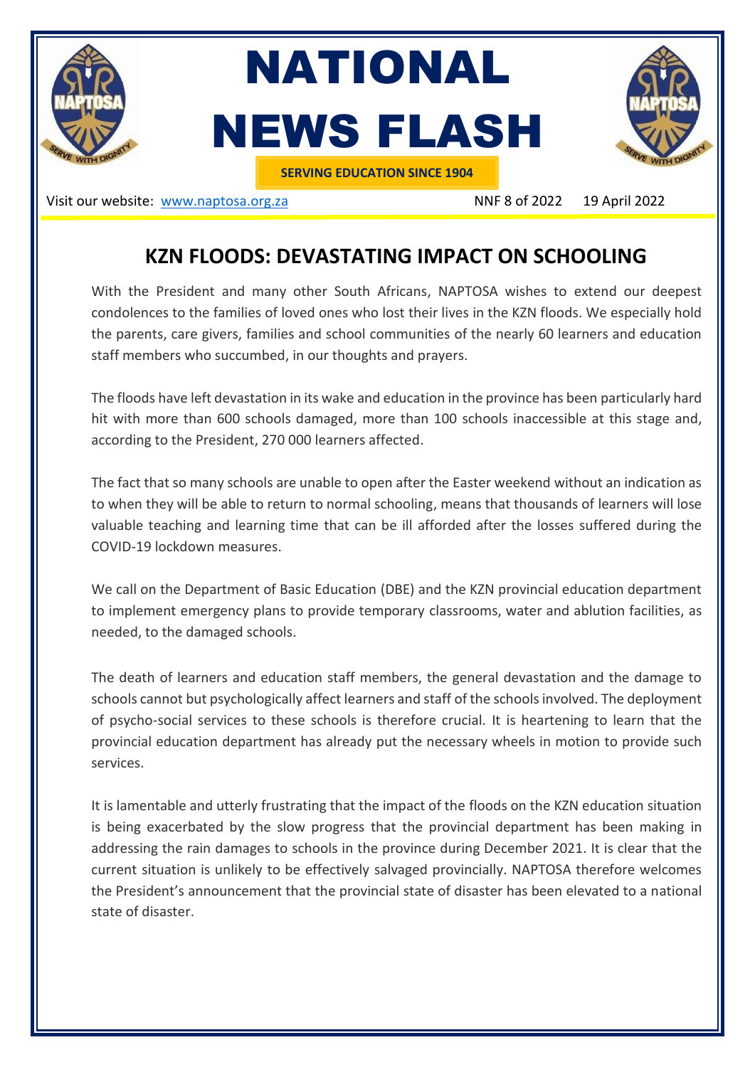# NATIONAL NEWS FLASH

**SERVING EDUCATION SINCE 1904**

Visit our website: www.naptosa.org.za NNF 8 of 2022 19 April 2022

## KZN FLOODS: DEVASTATING IMPACT ON SCHOOLING

With the President and many other South Africans, NAPTOSA wishes to extend our deepest condolences to the families of loved ones who lost their lives in the KZN floods. We especially hold the parents, care givers, families and school communities of the nearly 60 learners and education staff members who succumbed, in our thoughts and prayers.

The floods have left devastation in its wake and education in the province has been particularly hard hit with more than 600 schools damaged, more than 100 schools inaccessible at this stage and, according to the President, 270 000 learners affected.

The fact that so many schools are unable to open after the Easter weekend without an indication as to when they will be able to return to normal schooling, means that thousands of learners will lose valuable teaching and learning time that can be ill afforded after the losses suffered during the COVID-19 lockdown measures.

We call on the Department of Basic Education (DBE) and the KZN provincial education department to implement emergency plans to provide temporary classrooms, water and ablution facilities, as needed, to the damaged schools.

The death of learners and education staff members, the general devastation and the damage to schools cannot but psychologically affect learners and staff of the schools involved. The deployment of psycho-social services to these schools is therefore crucial. It is heartening to learn that the provincial education department has already put the necessary wheels in motion to provide such services.

It is lamentable and utterly frustrating that the impact of the floods on the KZN education situation is being exacerbated by the slow progress that the provincial department has been making in addressing the rain damages to schools in the province during December 2021. It is clear that the current situation is unlikely to be effectively salvaged provincially. NAPTOSA therefore welcomes the President's announcement that the provincial state of disaster has been elevated to a national state of disaster.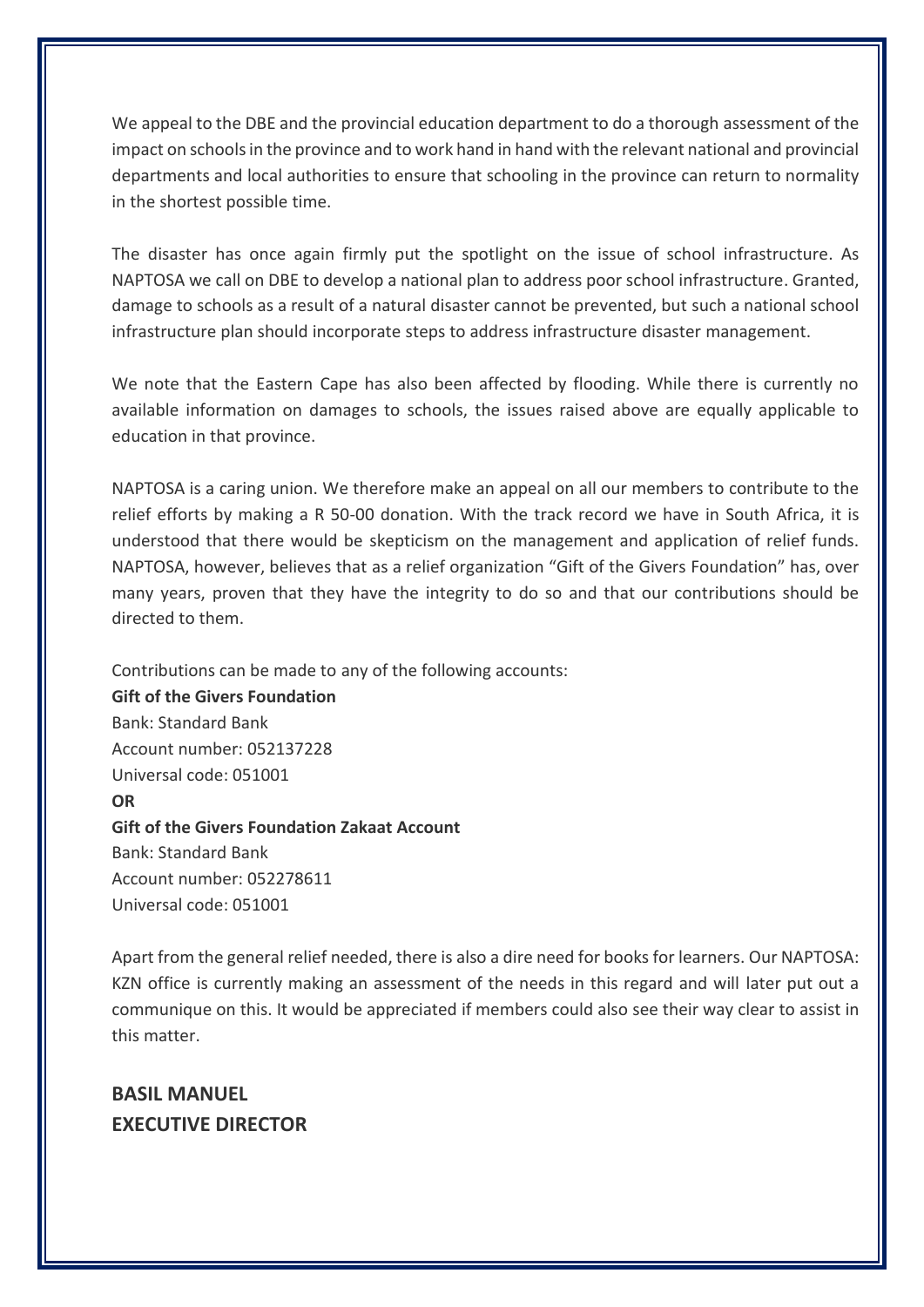We appeal to the DBE and the provincial education department to do a thorough assessment of the impact on schools in the province and to work hand in hand with the relevant national and provincial departments and local authorities to ensure that schooling in the province can return to normality in the shortest possible time.

The disaster has once again firmly put the spotlight on the issue of school infrastructure. As NAPTOSA we call on DBE to develop a national plan to address poor school infrastructure. Granted, damage to schools as a result of a natural disaster cannot be prevented, but such a national school infrastructure plan should incorporate steps to address infrastructure disaster management.

We note that the Eastern Cape has also been affected by flooding. While there is currently no available information on damages to schools, the issues raised above are equally applicable to education in that province.

NAPTOSA is a caring union. We therefore make an appeal on all our members to contribute to the relief efforts by making a R 50-00 donation. With the track record we have in South Africa, it is understood that there would be skepticism on the management and application of relief funds. NAPTOSA, however, believes that as a relief organization "Gift of the Givers Foundation" has, over many years, proven that they have the integrity to do so and that our contributions should be directed to them.

Contributions can be made to any of the following accounts:
**Gift of the Givers Foundation**
Bank: Standard Bank
Account number: 052137228
Universal code: 051001
**OR**
**Gift of the Givers Foundation Zakaat Account**
Bank: Standard Bank
Account number: 052278611
Universal code: 051001

Apart from the general relief needed, there is also a dire need for books for learners. Our NAPTOSA: KZN office is currently making an assessment of the needs in this regard and will later put out a communique on this. It would be appreciated if members could also see their way clear to assist in this matter.

**BASIL MANUEL**
**EXECUTIVE DIRECTOR**